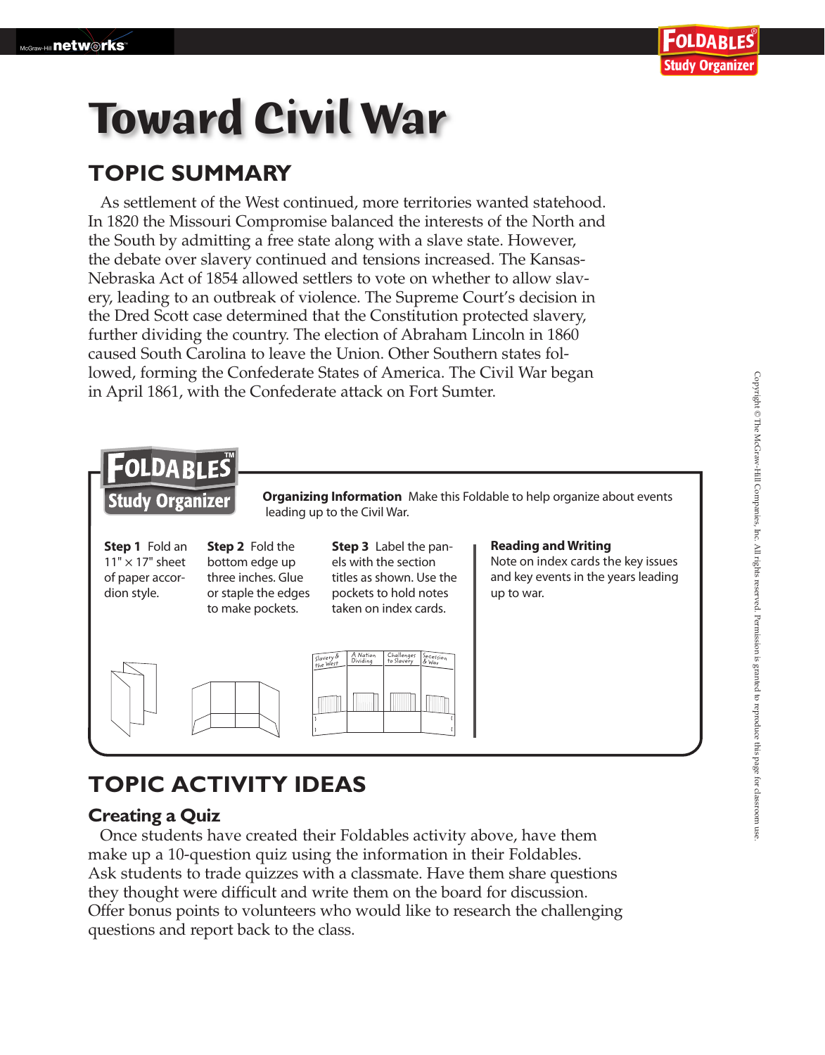# Toward Civil War

## TOPIC SUMMARY

As settlement of the West continued, more territories wanted statehood. In 1820 the Missouri Compromise balanced the interests of the North and the South by admitting a free state along with a slave state. However, the debate over slavery continued and tensions increased. The Kansas-Nebraska Act of 1854 allowed settlers to vote on whether to allow slavery, leading to an outbreak of violence. The Supreme Court's decision in the Dred Scott case determined that the Constitution protected slavery, further dividing the country. The election of Abraham Lincoln in 1860 caused South Carolina to leave the Union. Other Southern states followed, forming the Confederate States of America. The Civil War began in April 1861, with the Confederate attack on Fort Sumter.

**FOLDABLES™ Study Organizer**

**Organizing Information** Make this Foldable to help organize about events leading up to the Civil War.

**Step 1** Fold an 11" × 17" sheet of paper accordion style.

**Step 2** Fold the bottom edge up three inches. Glue or staple the edges to make pockets.

**Step 3** Label the panels with the section titles as shown. Use the pockets to hold notes taken on index cards.

Slavery & the West | A Nation Dividing | Challenges to Slavery | Secession & War

**Reading and Writing**
Note on index cards the key issues and key events in the years leading up to war.

## TOPIC ACTIVITY IDEAS

### Creating a Quiz

Once students have created their Foldables activity above, have them make up a 10-question quiz using the information in their Foldables. Ask students to trade quizzes with a classmate. Have them share questions they thought were difficult and write them on the board for discussion. Offer bonus points to volunteers who would like to research the challenging questions and report back to the class.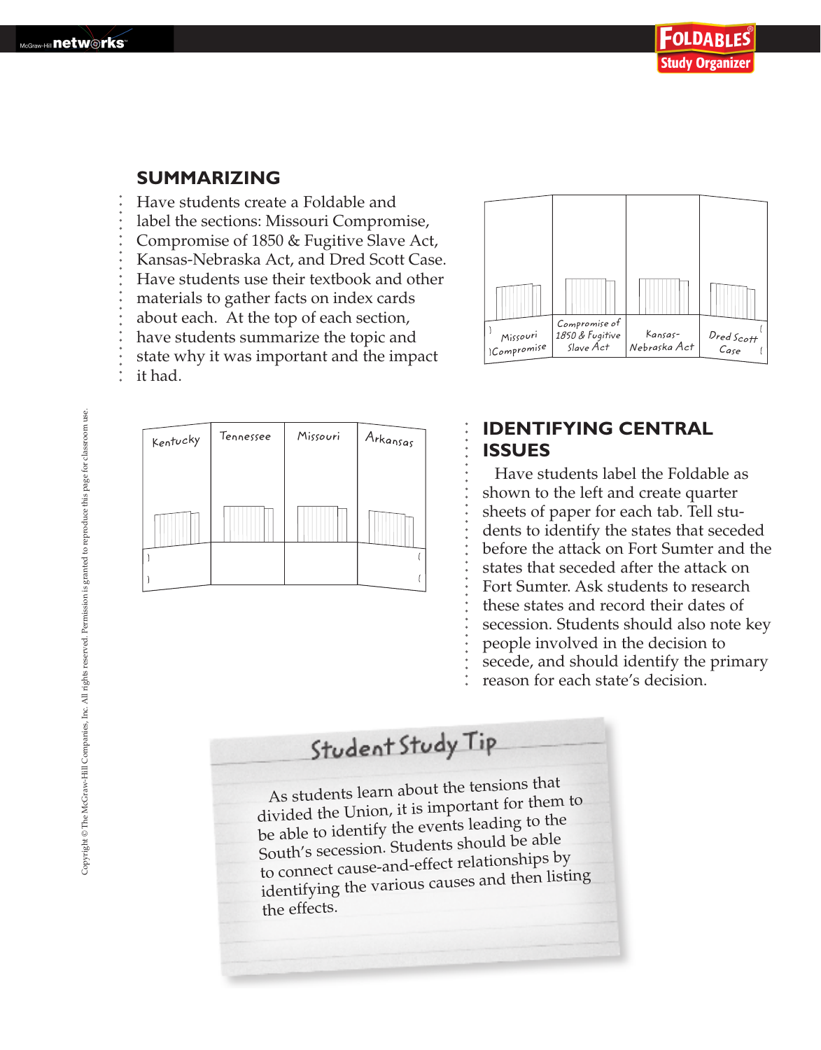## SUMMARIZING

Have students create a Foldable and label the sections: Missouri Compromise, Compromise of 1850 & Fugitive Slave Act, Kansas-Nebraska Act, and Dred Scott Case. Have students use their textbook and other materials to gather facts on index cards about each. At the top of each section, have students summarize the topic and state why it was important and the impact it had.

Missouri Compromise

Compromise of 1850 & Fugitive Slave Act

Kansas-Nebraska Act

Dred Scott Case

Kentucky

Tennessee

Missouri

Arkansas

## IDENTIFYING CENTRAL ISSUES

Have students label the Foldable as shown to the left and create quarter sheets of paper for each tab. Tell students to identify the states that seceded before the attack on Fort Sumter and the states that seceded after the attack on Fort Sumter. Ask students to research these states and record their dates of secession. Students should also note key people involved in the decision to secede, and should identify the primary reason for each state's decision.

### Student Study Tip

As students learn about the tensions that divided the Union, it is important for them to be able to identify the events leading to the South's secession. Students should be able to connect cause-and-effect relationships by identifying the various causes and then listing the effects.